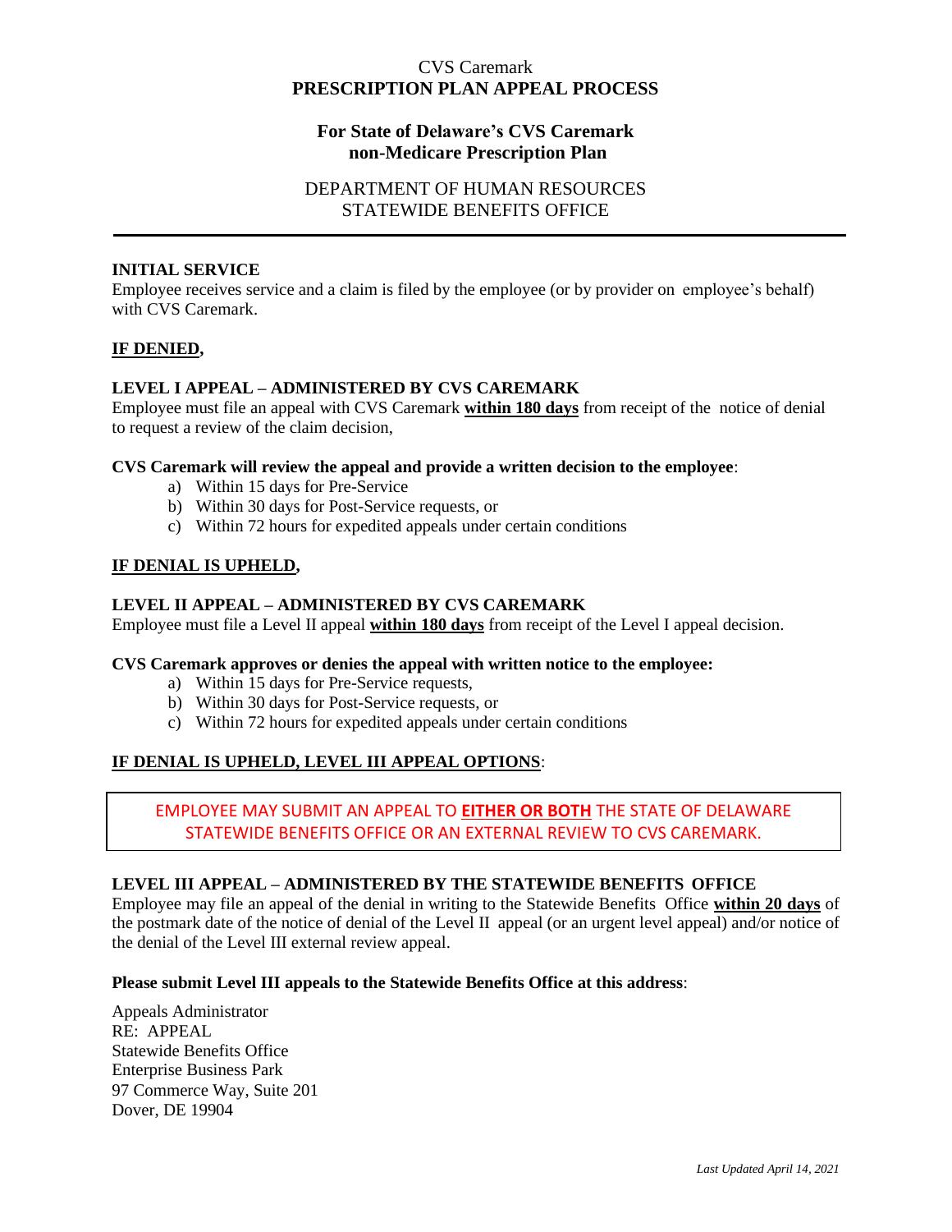# CVS Caremark
# PRESCRIPTION PLAN APPEAL PROCESS

## For State of Delaware's CVS Caremark non-Medicare Prescription Plan

DEPARTMENT OF HUMAN RESOURCES
STATEWIDE BENEFITS OFFICE

---

### INITIAL SERVICE

Employee receives service and a claim is filed by the employee (or by provider on employee's behalf) with CVS Caremark.

**IF DENIED,**

### LEVEL I APPEAL – ADMINISTERED BY CVS CAREMARK

Employee must file an appeal with CVS Caremark **within 180 days** from receipt of the notice of denial to request a review of the claim decision,

**CVS Caremark will review the appeal and provide a written decision to the employee**:

a) Within 15 days for Pre-Service
b) Within 30 days for Post-Service requests, or
c) Within 72 hours for expedited appeals under certain conditions

**IF DENIAL IS UPHELD,**

### LEVEL II APPEAL – ADMINISTERED BY CVS CAREMARK

Employee must file a Level II appeal **within 180 days** from receipt of the Level I appeal decision.

**CVS Caremark approves or denies the appeal with written notice to the employee:**

a) Within 15 days for Pre-Service requests,
b) Within 30 days for Post-Service requests, or
c) Within 72 hours for expedited appeals under certain conditions

**IF DENIAL IS UPHELD, LEVEL III APPEAL OPTIONS**:

EMPLOYEE MAY SUBMIT AN APPEAL TO **EITHER OR BOTH** THE STATE OF DELAWARE STATEWIDE BENEFITS OFFICE OR AN EXTERNAL REVIEW TO CVS CAREMARK.

### LEVEL III APPEAL – ADMINISTERED BY THE STATEWIDE BENEFITS OFFICE

Employee may file an appeal of the denial in writing to the Statewide Benefits Office **within 20 days** of the postmark date of the notice of denial of the Level II appeal (or an urgent level appeal) and/or notice of the denial of the Level III external review appeal.

**Please submit Level III appeals to the Statewide Benefits Office at this address**:

Appeals Administrator
RE: APPEAL
Statewide Benefits Office
Enterprise Business Park
97 Commerce Way, Suite 201
Dover, DE 19904

*Last Updated April 14, 2021*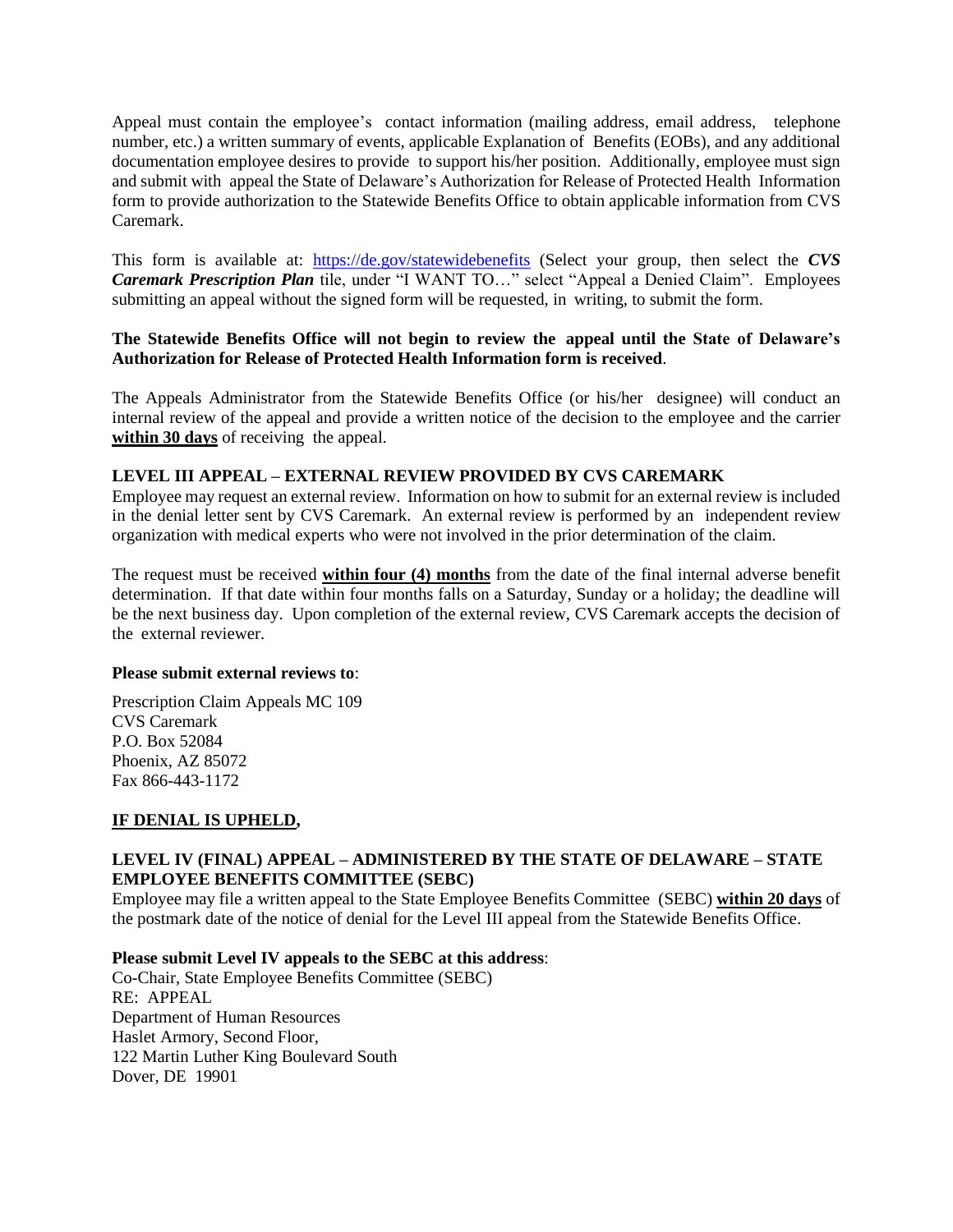Appeal must contain the employee's contact information (mailing address, email address, telephone number, etc.) a written summary of events, applicable Explanation of Benefits (EOBs), and any additional documentation employee desires to provide to support his/her position. Additionally, employee must sign and submit with appeal the State of Delaware's Authorization for Release of Protected Health Information form to provide authorization to the Statewide Benefits Office to obtain applicable information from CVS Caremark.

This form is available at: [https://de.gov/statewidebenefits](https://de.gov/statewidebenefits) (Select your group, then select the ***CVS Caremark Prescription Plan*** tile, under "I WANT TO…" select "Appeal a Denied Claim". Employees submitting an appeal without the signed form will be requested, in writing, to submit the form.

**The Statewide Benefits Office will not begin to review the appeal until the State of Delaware's Authorization for Release of Protected Health Information form is received**.

The Appeals Administrator from the Statewide Benefits Office (or his/her designee) will conduct an internal review of the appeal and provide a written notice of the decision to the employee and the carrier **within 30 days** of receiving the appeal.

**LEVEL III APPEAL – EXTERNAL REVIEW PROVIDED BY CVS CAREMARK**

Employee may request an external review. Information on how to submit for an external review is included in the denial letter sent by CVS Caremark. An external review is performed by an independent review organization with medical experts who were not involved in the prior determination of the claim.

The request must be received **within four (4) months** from the date of the final internal adverse benefit determination. If that date within four months falls on a Saturday, Sunday or a holiday; the deadline will be the next business day. Upon completion of the external review, CVS Caremark accepts the decision of the external reviewer.

**Please submit external reviews to**:

Prescription Claim Appeals MC 109
CVS Caremark
P.O. Box 52084
Phoenix, AZ 85072
Fax 866-443-1172

**IF DENIAL IS UPHELD,**

**LEVEL IV (FINAL) APPEAL – ADMINISTERED BY THE STATE OF DELAWARE – STATE EMPLOYEE BENEFITS COMMITTEE (SEBC)**

Employee may file a written appeal to the State Employee Benefits Committee (SEBC) **within 20 days** of the postmark date of the notice of denial for the Level III appeal from the Statewide Benefits Office.

**Please submit Level IV appeals to the SEBC at this address**:

Co-Chair, State Employee Benefits Committee (SEBC)
RE: APPEAL
Department of Human Resources
Haslet Armory, Second Floor,
122 Martin Luther King Boulevard South
Dover, DE 19901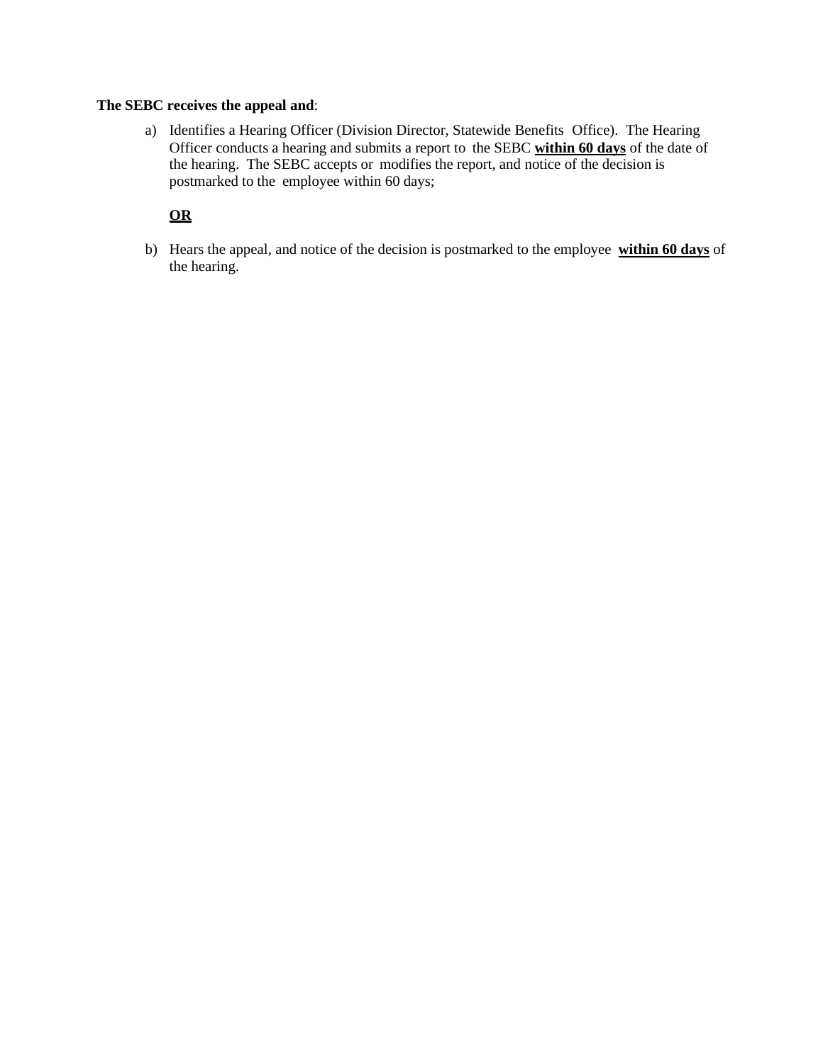**The SEBC receives the appeal and**:

a) Identifies a Hearing Officer (Division Director, Statewide Benefits Office). The Hearing Officer conducts a hearing and submits a report to the SEBC **<u>within 60 days</u>** of the date of the hearing. The SEBC accepts or modifies the report, and notice of the decision is postmarked to the employee within 60 days;

**<u>OR</u>**

b) Hears the appeal, and notice of the decision is postmarked to the employee **<u>within 60 days</u>** of the hearing.